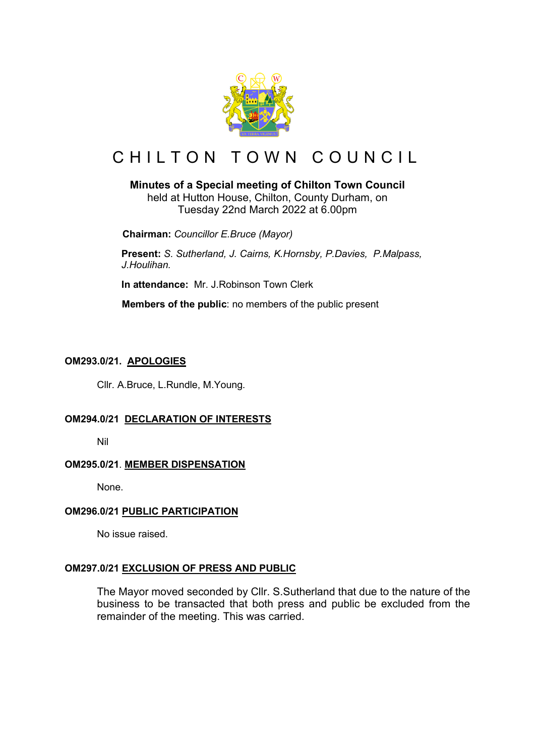# CHILTON TOWN COUNCIL

**Minutes of a Special meeting of Chilton Town Council**
held at Hutton House, Chilton, County Durham, on
Tuesday 22nd March 2022 at 6.00pm

**Chairman:** *Councillor E.Bruce (Mayor)*

**Present:** *S. Sutherland, J. Cairns, K.Hornsby, P.Davies, P.Malpass, J.Houlihan.*

**In attendance:** Mr. J.Robinson Town Clerk

**Members of the public**: no members of the public present

### OM293.0/21. APOLOGIES

Cllr. A.Bruce, L.Rundle, M.Young.

### OM294.0/21 DECLARATION OF INTERESTS

Nil

### OM295.0/21. MEMBER DISPENSATION

None.

### OM296.0/21 PUBLIC PARTICIPATION

No issue raised.

### OM297.0/21 EXCLUSION OF PRESS AND PUBLIC

The Mayor moved seconded by Cllr. S.Sutherland that due to the nature of the business to be transacted that both press and public be excluded from the remainder of the meeting. This was carried.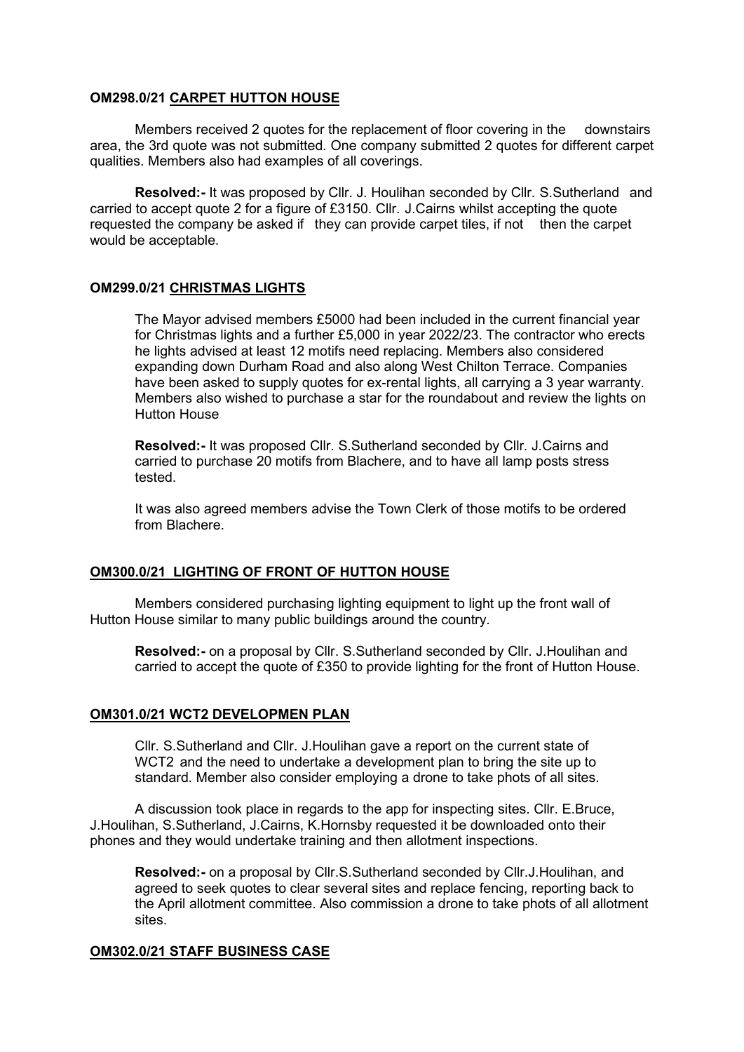**OM298.0/21 CARPET HUTTON HOUSE**

Members received 2 quotes for the replacement of floor covering in the downstairs area, the 3rd quote was not submitted. One company submitted 2 quotes for different carpet qualities. Members also had examples of all coverings.

**Resolved:-** It was proposed by Cllr. J. Houlihan seconded by Cllr. S.Sutherland and carried to accept quote 2 for a figure of £3150. Cllr. J.Cairns whilst accepting the quote requested the company be asked if they can provide carpet tiles, if not then the carpet would be acceptable.

**OM299.0/21 CHRISTMAS LIGHTS**

The Mayor advised members £5000 had been included in the current financial year for Christmas lights and a further £5,000 in year 2022/23. The contractor who erects he lights advised at least 12 motifs need replacing. Members also considered expanding down Durham Road and also along West Chilton Terrace. Companies have been asked to supply quotes for ex-rental lights, all carrying a 3 year warranty. Members also wished to purchase a star for the roundabout and review the lights on Hutton House

**Resolved:-** It was proposed Cllr. S.Sutherland seconded by Cllr. J.Cairns and carried to purchase 20 motifs from Blachere, and to have all lamp posts stress tested.

It was also agreed members advise the Town Clerk of those motifs to be ordered from Blachere.

**OM300.0/21 LIGHTING OF FRONT OF HUTTON HOUSE**

Members considered purchasing lighting equipment to light up the front wall of Hutton House similar to many public buildings around the country.

**Resolved:-** on a proposal by Cllr. S.Sutherland seconded by Cllr. J.Houlihan and carried to accept the quote of £350 to provide lighting for the front of Hutton House.

**OM301.0/21 WCT2 DEVELOPMEN PLAN**

Cllr. S.Sutherland and Cllr. J.Houlihan gave a report on the current state of WCT2 and the need to undertake a development plan to bring the site up to standard. Member also consider employing a drone to take phots of all sites.

A discussion took place in regards to the app for inspecting sites. Cllr. E.Bruce, J.Houlihan, S.Sutherland, J.Cairns, K.Hornsby requested it be downloaded onto their phones and they would undertake training and then allotment inspections.

**Resolved:-** on a proposal by Cllr.S.Sutherland seconded by Cllr.J.Houlihan, and agreed to seek quotes to clear several sites and replace fencing, reporting back to the April allotment committee. Also commission a drone to take phots of all allotment sites.

**OM302.0/21 STAFF BUSINESS CASE**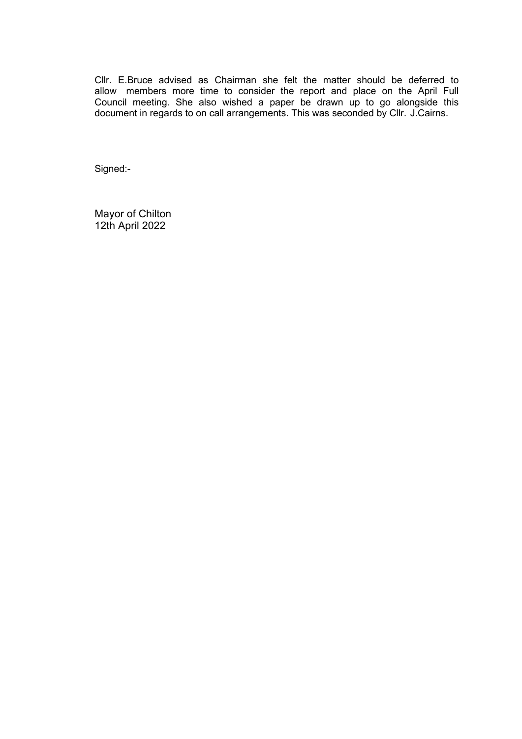Cllr. E.Bruce advised as Chairman she felt the matter should be deferred to allow members more time to consider the report and place on the April Full Council meeting. She also wished a paper be drawn up to go alongside this document in regards to on call arrangements. This was seconded by Cllr. J.Cairns.

Signed:-

Mayor of Chilton
12th April 2022